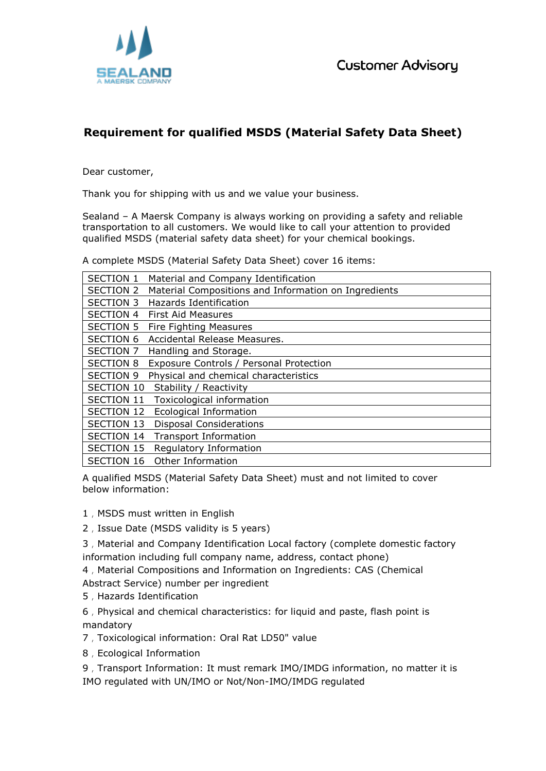SEALAND
A MAERSK COMPANY

Customer Advisory

## Requirement for qualified MSDS (Material Safety Data Sheet)

Dear customer,

Thank you for shipping with us and we value your business.

Sealand – A Maersk Company is always working on providing a safety and reliable transportation to all customers. We would like to call your attention to provided qualified MSDS (material safety data sheet) for your chemical bookings.

A complete MSDS (Material Safety Data Sheet) cover 16 items:

| Section | Title |
|---|---|
| SECTION 1 | Material and Company Identification |
| SECTION 2 | Material Compositions and Information on Ingredients |
| SECTION 3 | Hazards Identification |
| SECTION 4 | First Aid Measures |
| SECTION 5 | Fire Fighting Measures |
| SECTION 6 | Accidental Release Measures. |
| SECTION 7 | Handling and Storage. |
| SECTION 8 | Exposure Controls / Personal Protection |
| SECTION 9 | Physical and chemical characteristics |
| SECTION 10 | Stability / Reactivity |
| SECTION 11 | Toxicological information |
| SECTION 12 | Ecological Information |
| SECTION 13 | Disposal Considerations |
| SECTION 14 | Transport Information |
| SECTION 15 | Regulatory Information |
| SECTION 16 | Other Information |

A qualified MSDS (Material Safety Data Sheet) must and not limited to cover below information:

1 , MSDS must written in English

2 , Issue Date (MSDS validity is 5 years)

3 , Material and Company Identification Local factory (complete domestic factory information including full company name, address, contact phone)

4 , Material Compositions and Information on Ingredients: CAS (Chemical Abstract Service) number per ingredient

5 , Hazards Identification

6 , Physical and chemical characteristics: for liquid and paste, flash point is mandatory

7 , Toxicological information: Oral Rat LD50" value

8 , Ecological Information

9 , Transport Information: It must remark IMO/IMDG information, no matter it is IMO regulated with UN/IMO or Not/Non-IMO/IMDG regulated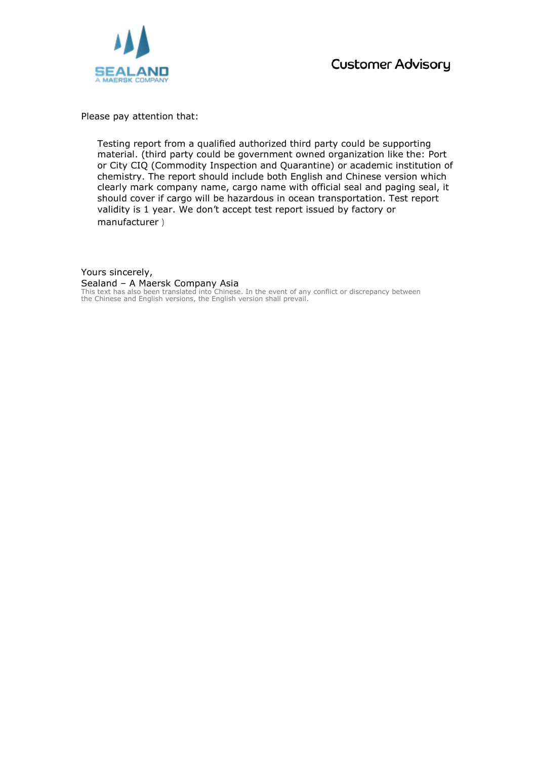# Customer Advisory

Please pay attention that:

> Testing report from a qualified authorized third party could be supporting material. (third party could be government owned organization like the: Port or City CIQ (Commodity Inspection and Quarantine) or academic institution of chemistry. The report should include both English and Chinese version which clearly mark company name, cargo name with official seal and paging seal, it should cover if cargo will be hazardous in ocean transportation. Test report validity is 1 year. We don't accept test report issued by factory or manufacturer )

Yours sincerely,
Sealand – A Maersk Company Asia

This text has also been translated into Chinese. In the event of any conflict or discrepancy between the Chinese and English versions, the English version shall prevail.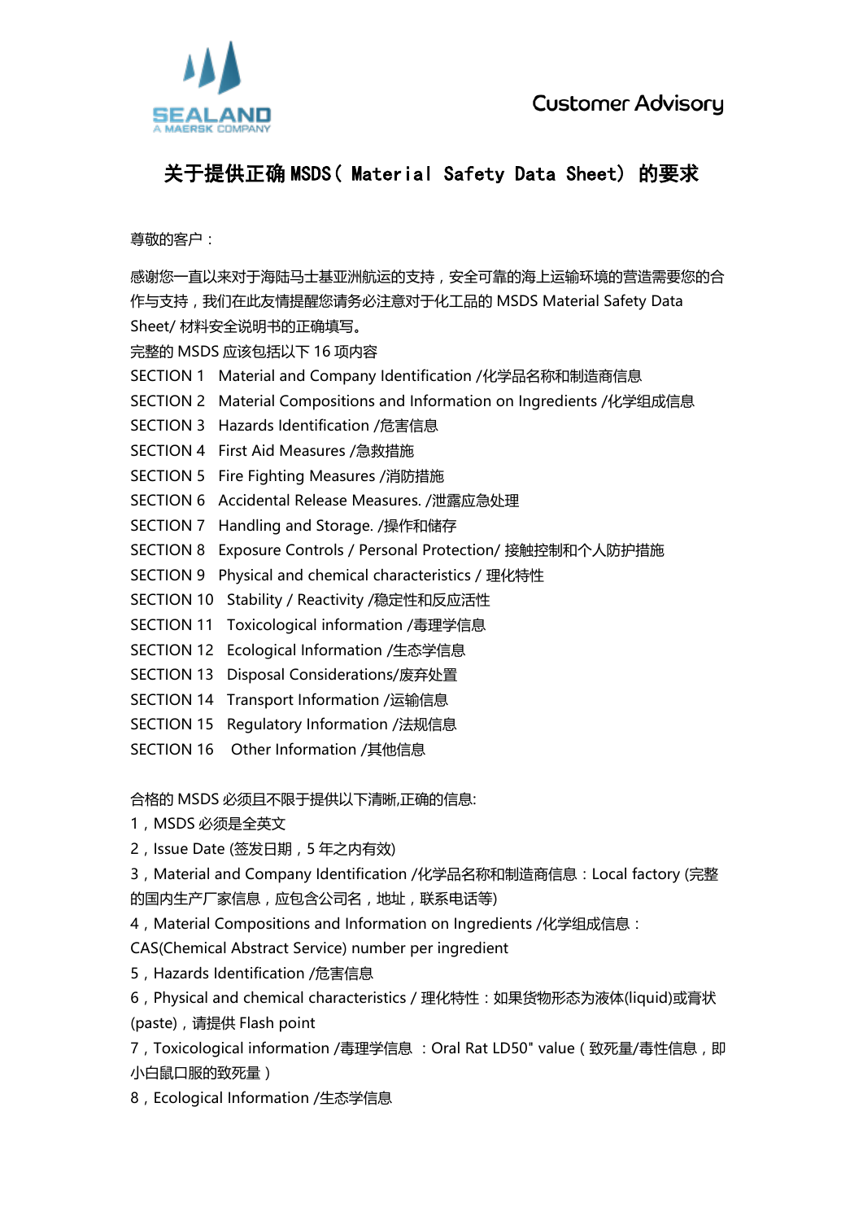Customer Advisory

# 关于提供正确 MSDS（ Material Safety Data Sheet） 的要求

尊敬的客户：

感谢您一直以来对于海陆马士基亚洲航运的支持，安全可靠的海上运输环境的营造需要您的合作与支持，我们在此友情提醒您请务必注意对于化工品的 MSDS Material Safety Data Sheet/ 材料安全说明书的正确填写。

完整的 MSDS 应该包括以下 16 项内容

SECTION 1 Material and Company Identification /化学品名称和制造商信息
SECTION 2 Material Compositions and Information on Ingredients /化学组成信息
SECTION 3 Hazards Identification /危害信息
SECTION 4 First Aid Measures /急救措施
SECTION 5 Fire Fighting Measures /消防措施
SECTION 6 Accidental Release Measures. /泄露应急处理
SECTION 7 Handling and Storage. /操作和储存
SECTION 8 Exposure Controls / Personal Protection/ 接触控制和个人防护措施
SECTION 9 Physical and chemical characteristics / 理化特性
SECTION 10 Stability / Reactivity /稳定性和反应活性
SECTION 11 Toxicological information /毒理学信息
SECTION 12 Ecological Information /生态学信息
SECTION 13 Disposal Considerations/废弃处置
SECTION 14 Transport Information /运输信息
SECTION 15 Regulatory Information /法规信息
SECTION 16 Other Information /其他信息

合格的 MSDS 必须且不限于提供以下清晰,正确的信息:

1，MSDS 必须是全英文
2，Issue Date (签发日期，5 年之内有效)
3，Material and Company Identification /化学品名称和制造商信息：Local factory (完整的国内生产厂家信息，应包含公司名，地址，联系电话等)
4，Material Compositions and Information on Ingredients /化学组成信息：CAS(Chemical Abstract Service) number per ingredient
5，Hazards Identification /危害信息
6，Physical and chemical characteristics / 理化特性：如果货物形态为液体(liquid)或膏状(paste)，请提供 Flash point
7，Toxicological information /毒理学信息 ：Oral Rat LD50" value（致死量/毒性信息，即小白鼠口服的致死量）
8，Ecological Information /生态学信息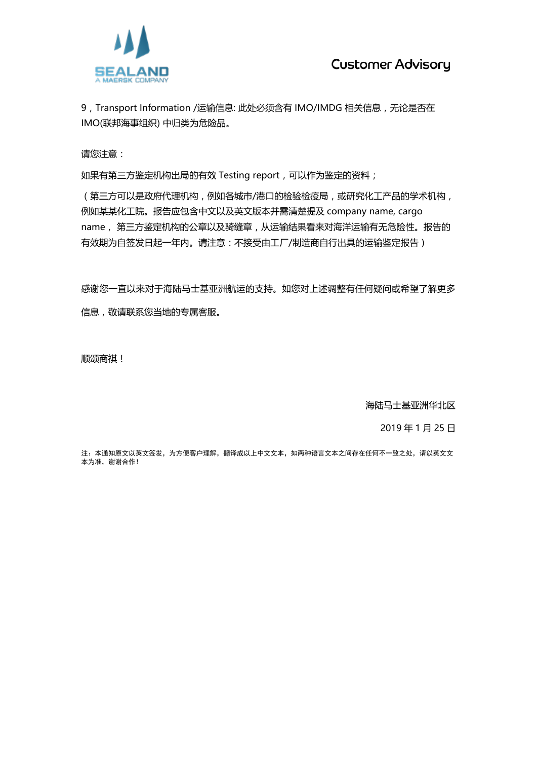9，Transport Information /运输信息: 此处必须含有 IMO/IMDG 相关信息，无论是否在 IMO(联邦海事组织) 中归类为危险品。

请您注意：

如果有第三方鉴定机构出局的有效 Testing report，可以作为鉴定的资料；

（第三方可以是政府代理机构，例如各城市/港口的检验检疫局，或研究化工产品的学术机构，例如某某化工院。报告应包含中文以及英文版本并需清楚提及 company name, cargo name， 第三方鉴定机构的公章以及骑缝章，从运输结果看来对海洋运输有无危险性。报告的有效期为自签发日起一年内。请注意：不接受由工厂/制造商自行出具的运输鉴定报告）

感谢您一直以来对于海陆马士基亚洲航运的支持。如您对上述调整有任何疑问或希望了解更多信息，敬请联系您当地的专属客服。

顺颂商祺！

海陆马士基亚洲华北区

2019 年 1 月 25 日

注：本通知原文以英文签发，为方便客户理解，翻译成以上中文文本，如两种语言文本之间存在任何不一致之处，请以英文文本为准，谢谢合作！